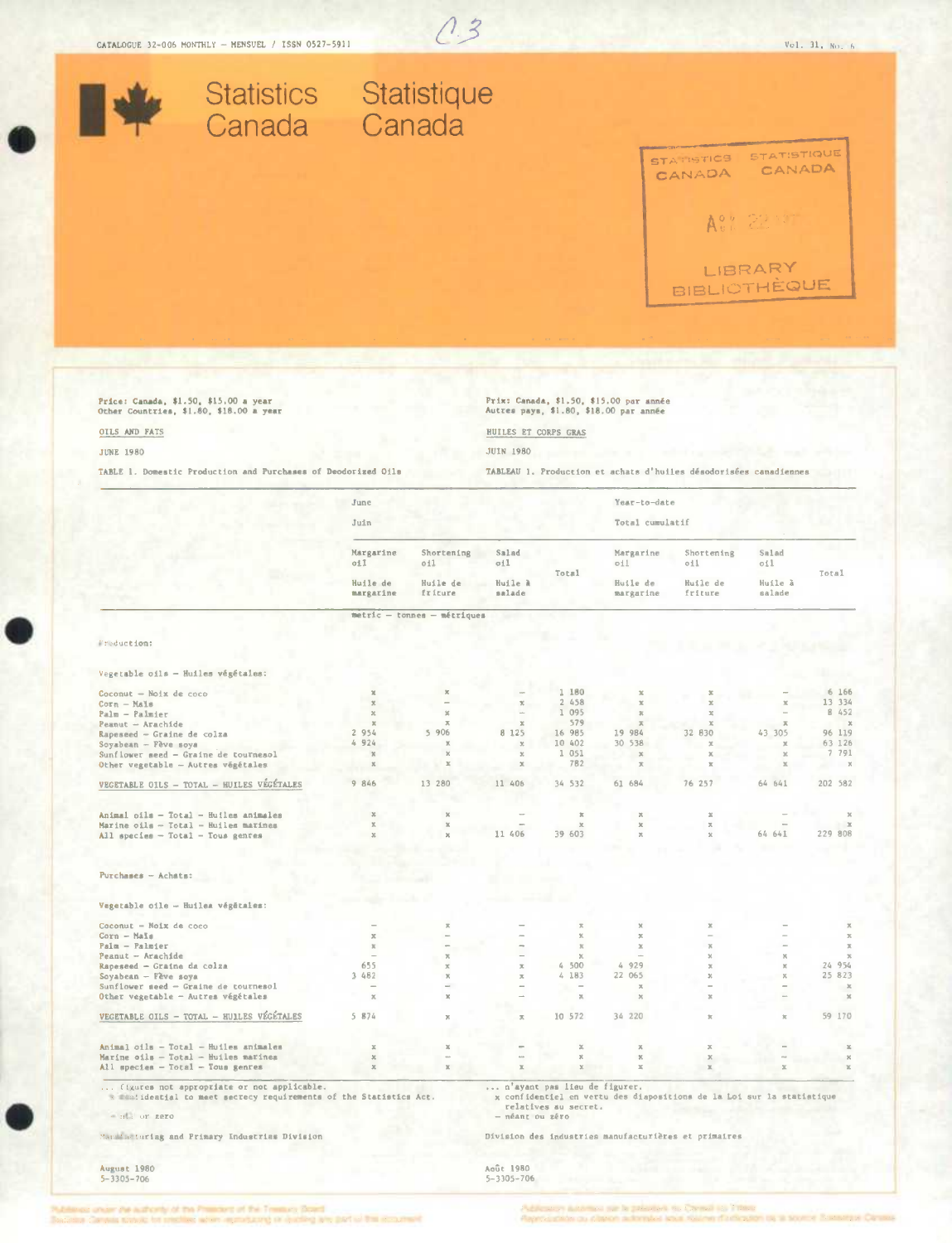CATALOGUE 32-006 MONTHLY – MENSUEL / ISSN 0527-5911

Vol. 31, No. 6

# Statistics Canada / Statistique Canada

Price: Canada, $1.50, $15.00 a year
Other Countries, $1.80, $18.00 a year

Prix: Canada, $1.50, $15.00 par année
Autres pays, $1.80, $18.00 par année

OILS AND FATS

HUILES ET CORPS GRAS

JUNE 1980

JUIN 1980

TABLE 1. Domestic Production and Purchases of Deodorized Oils

TABLEAU 1. Production et achats d'huiles désodorisées canadiennes

| | June / Juin | | | | Year-to-date / Total cumulatif | | | |
|---|---|---|---|---|---|---|---|---|
| | Margarine oil / Huile de margarine | Shortening oil / Huile de friture | Salad oil / Huile à salade | Total | Margarine oil / Huile de margarine | Shortening oil / Huile de friture | Salad oil / Huile à salade | Total |
| | metric – tonnes – métriques | | | | | | | |
| **Production:** | | | | | | | | |
| Vegetable oils – Huiles végétales: | | | | | | | | |
| Coconut – Noix de coco | x | x | – | 1 180 | x | x | – | 6 166 |
| Corn – Maïs | x | – | x | 2 458 | x | x | x | 13 334 |
| Palm – Palmier | x | x | – | 1 095 | x | x | – | 8 452 |
| Peanut – Arachide | x | x | x | 579 | x | x | x | x |
| Rapeseed – Graine de colza | 2 954 | 5 906 | 8 125 | 16 985 | 19 984 | 32 830 | 43 305 | 96 119 |
| Soyabean – Fève soya | 4 924 | x | x | 10 402 | 30 538 | x | x | 63 128 |
| Sunflower seed – Graine de tournesol | x | x | x | 1 051 | x | x | x | 7 791 |
| Other vegetable – Autres végétales | x | x | x | 782 | x | x | x | x |
| VEGETABLE OILS – TOTAL – HUILES VÉGÉTALES | 9 846 | 13 280 | 11 406 | 34 532 | 61 684 | 76 257 | 64 641 | 202 582 |
| Animal oils – Total – Huiles animales | x | x | – | x | x | x | – | x |
| Marine oils – Total – Huiles marines | x | x | – | x | x | x | – | x |
| All species – Total – Tous genres | x | x | 11 406 | 39 603 | x | x | 64 641 | 229 808 |
| **Purchases – Achats:** | | | | | | | | |
| Vegetable oils – Huiles végétales: | | | | | | | | |
| Coconut – Noix de coco | – | x | – | x | x | x | – | x |
| Corn – Maïs | x | – | – | x | x | – | – | x |
| Palm – Palmier | x | – | – | x | x | x | – | x |
| Peanut – Arachide | – | x | – | x | – | x | x | x |
| Rapeseed – Graine de colza | 655 | x | x | 4 500 | 4 929 | x | x | 24 954 |
| Soyabean – Fève soya | 3 482 | x | x | 4 183 | 22 065 | x | x | 25 823 |
| Sunflower seed – Graine de tournesol | – | – | – | – | x | – | – | x |
| Other vegetable – Autres végétales | x | x | – | x | x | x | – | x |
| VEGETABLE OILS – TOTAL – HUILES VÉGÉTALES | 5 874 | x | x | 10 572 | 34 220 | x | x | 59 170 |
| Animal oils – Total – Huiles animales | x | x | – | x | x | x | – | x |
| Marine oils – Total – Huiles marines | x | – | – | x | x | x | – | x |
| All species – Total – Tous genres | x | x | x | x | x | x | x | x |

... figures not appropriate or not applicable.
x confidential to meet secrecy requirements of the Statistics Act.
– nil or zero

... n'ayant pas lieu de figurer.
x confidentiel en vertu des dispositions de la Loi sur la statistique relatives au secret.
– néant ou zéro

Manufacturing and Primary Industries Division

Division des industries manufacturières et primaires

August 1980
5-3305-706

Août 1980
5-3305-706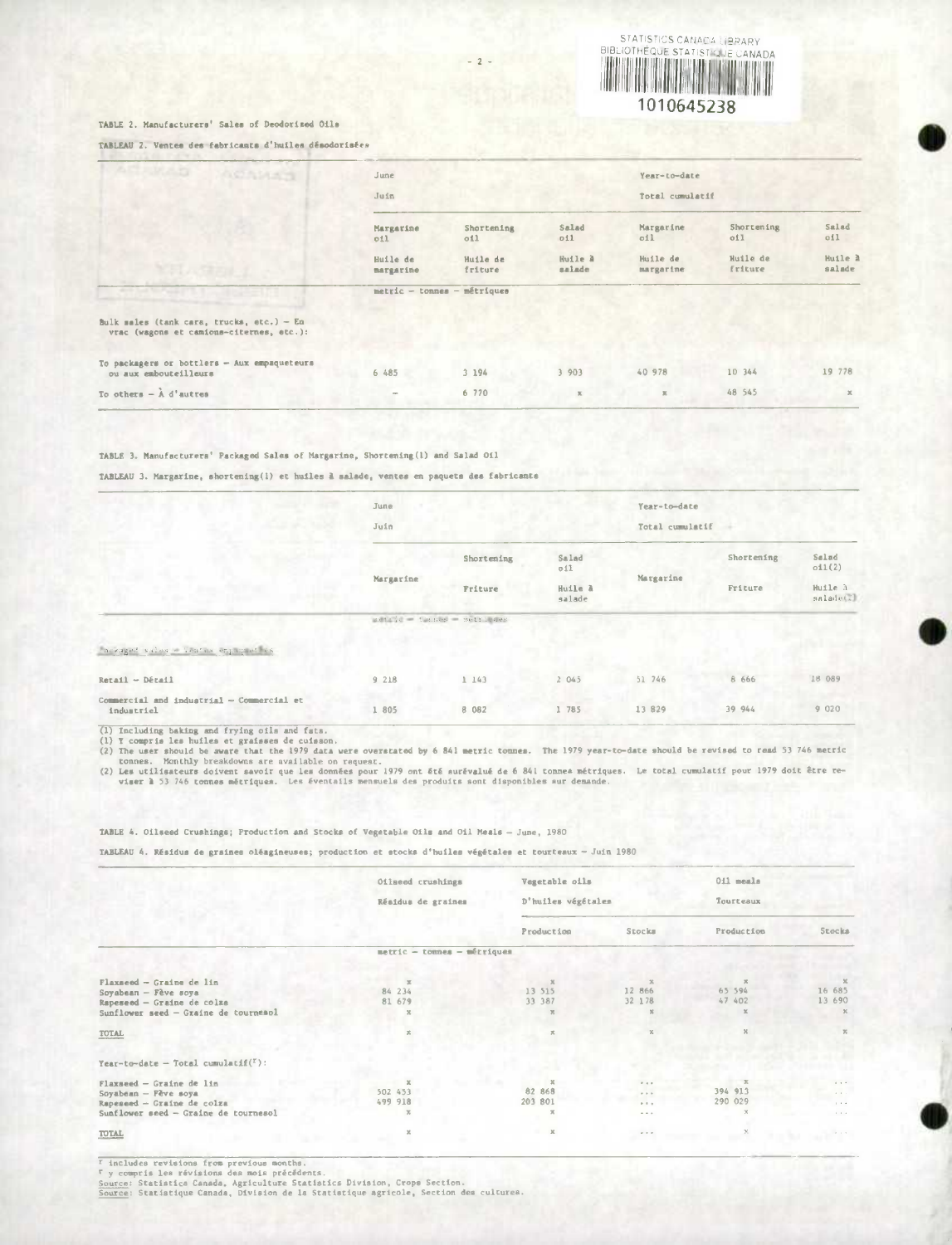STATISTICS CANADA LIBRARY
BIBLIOTHÈQUE STATISTIQUE CANADA

1010645238

TABLE 2. Manufacturers' Sales of Deodorized Oils

TABLEAU 2. Ventes des fabricants d'huiles désodorisées

| | June | | | Year-to-date | | |
|---|---|---|---|---|---|---|
| | Juin | | | Total cumulatif | | |
| | Margarine oil | Shortening oil | Salad oil | Margarine oil | Shortening oil | Salad oil |
| | Huile de margarine | Huile de friture | Huile à salade | Huile de margarine | Huile de friture | Huile à salade |
| | metric – tonnes – métriques | | | | | |
| Bulk sales (tank cars, trucks, etc.) – En vrac (wagons et camions-citernes, etc.): | | | | | | |
| To packagers or bottlers – Aux empaqueteurs ou aux embouteilleurs | 6 485 | 3 194 | 3 903 | 40 978 | 10 344 | 19 778 |
| To others – À d'autres | – | 6 770 | x | x | 48 545 | x |

TABLE 3. Manufacturers' Packaged Sales of Margarine, Shortening(1) and Salad Oil

TABLEAU 3. Margarine, shortening(1) et huiles à salade, ventes en paquets des fabricants

| | June | | | Year-to-date | | |
|---|---|---|---|---|---|---|
| | Juin | | | Total cumulatif | | |
| | Margarine | Shortening | Salad oil | Margarine | Shortening | Salad oil(2) |
| | | Friture | Huile à salade | | Friture | Huile à salade(2) |
| | metric – tonnes – métriques | | | | | |
| Packaged sales – Ventes empaquetées | | | | | | |
| Retail – Détail | 9 218 | 1 143 | 2 045 | 51 746 | 8 666 | 18 089 |
| Commercial and industrial – Commercial et industriel | 1 805 | 8 082 | 1 785 | 13 829 | 39 944 | 9 020 |

(1) Including baking and frying oils and fats.
(1) Y compris les huiles et graisses de cuisson.
(2) The user should be aware that the 1979 data were overstated by 6 841 metric tonnes. The 1979 year-to-date should be revised to read 53 746 metric tonnes. Monthly breakdowns are available on request.
(2) Les utilisateurs doivent savoir que les données pour 1979 ont été surévalué de 6 841 tonnes métriques. Le total cumulatif pour 1979 doit être reviser à 53 746 tonnes métriques. Les éventails mensuels des produits sont disponibles sur demande.

TABLE 4. Oilseed Crushings; Production and Stocks of Vegetable Oils and Oil Meals – June, 1980

TABLEAU 4. Résidus de graines oléagineuses; production et stocks d'huiles végétales et tourteaux – Juin 1980

| | Oilseed crushings | Vegetable oils | | Oil meals | |
|---|---|---|---|---|---|
| | Résidus de graines | D'huiles végétales | | Tourteaux | |
| | | Production | Stocks | Production | Stocks |
| | metric – tonnes – métriques | | | | |
| Flaxseed – Graine de lin | x | x | x | x | x |
| Soyabean – Fève soya | 84 234 | 13 515 | 12 866 | 65 594 | 16 685 |
| Rapeseed – Graine de colza | 81 679 | 33 387 | 32 178 | 47 402 | 13 690 |
| Sunflower seed – Graine de tournesol | x | x | x | x | x |
| TOTAL | x | x | x | x | x |
| Year-to-date – Total cumulatif(r): | | | | | |
| Flaxseed – Graine de lin | x | x | ... | x | ... |
| Soyabean – Fève soya | 502 453 | 82 868 | ... | 394 913 | ... |
| Rapeseed – Graine de colza | 499 918 | 203 801 | ... | 290 029 | ... |
| Sunflower seed – Graine de tournesol | x | x | ... | x | ... |
| TOTAL | x | x | ... | x | ... |

r includes revisions from previous months.
r y compris les révisions des mois précédents.
Source: Statistics Canada, Agriculture Statistics Division, Crops Section.
Source: Statistique Canada, Division de la Statistique agricole, Section des cultures.